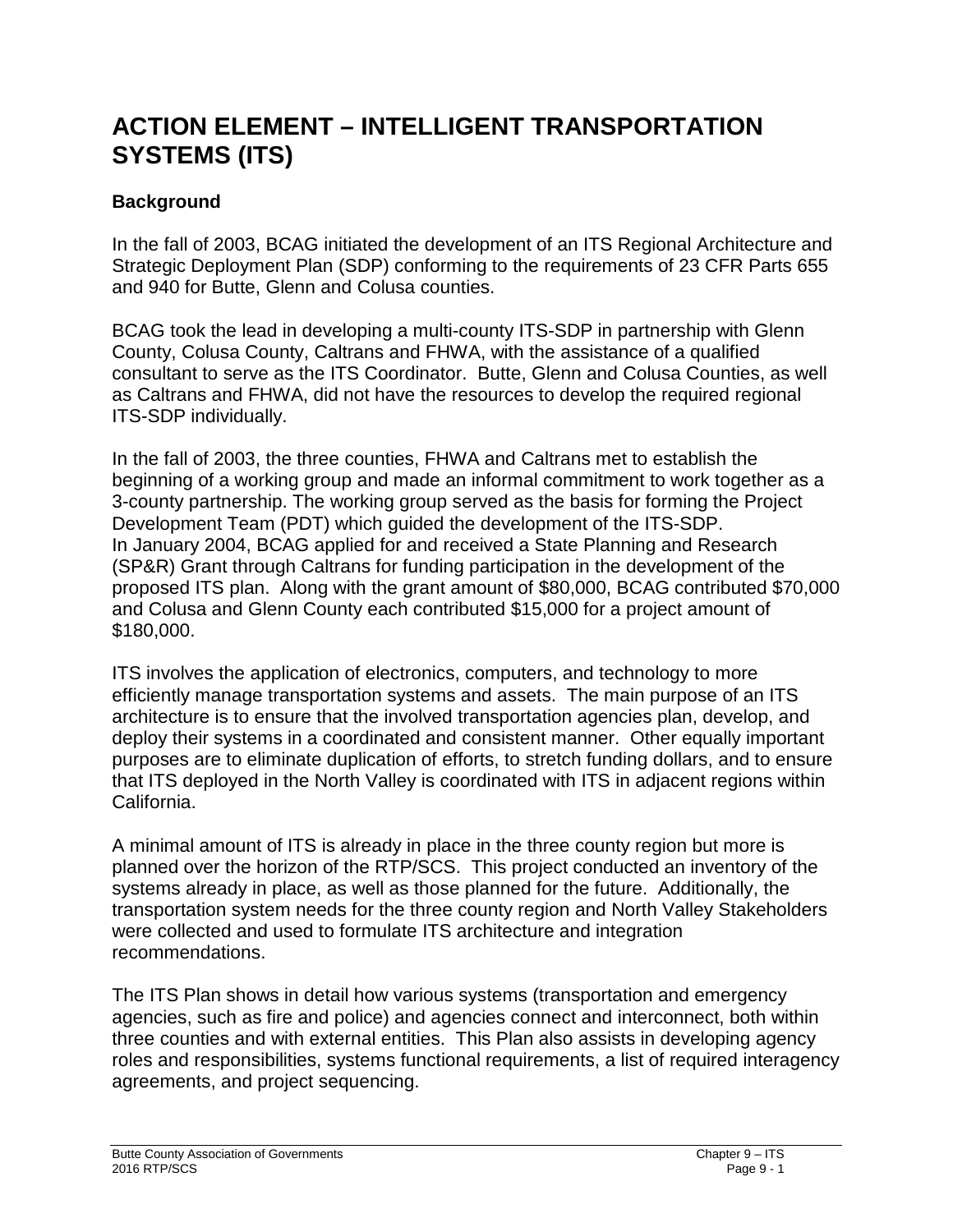# ACTION ELEMENT – INTELLIGENT TRANSPORTATION SYSTEMS (ITS)

## Background

In the fall of 2003, BCAG initiated the development of an ITS Regional Architecture and Strategic Deployment Plan (SDP) conforming to the requirements of 23 CFR Parts 655 and 940 for Butte, Glenn and Colusa counties.

BCAG took the lead in developing a multi-county ITS-SDP in partnership with Glenn County, Colusa County, Caltrans and FHWA, with the assistance of a qualified consultant to serve as the ITS Coordinator. Butte, Glenn and Colusa Counties, as well as Caltrans and FHWA, did not have the resources to develop the required regional ITS-SDP individually.

In the fall of 2003, the three counties, FHWA and Caltrans met to establish the beginning of a working group and made an informal commitment to work together as a 3-county partnership. The working group served as the basis for forming the Project Development Team (PDT) which guided the development of the ITS-SDP. In January 2004, BCAG applied for and received a State Planning and Research (SP&R) Grant through Caltrans for funding participation in the development of the proposed ITS plan. Along with the grant amount of $80,000, BCAG contributed $70,000 and Colusa and Glenn County each contributed $15,000 for a project amount of $180,000.

ITS involves the application of electronics, computers, and technology to more efficiently manage transportation systems and assets. The main purpose of an ITS architecture is to ensure that the involved transportation agencies plan, develop, and deploy their systems in a coordinated and consistent manner. Other equally important purposes are to eliminate duplication of efforts, to stretch funding dollars, and to ensure that ITS deployed in the North Valley is coordinated with ITS in adjacent regions within California.

A minimal amount of ITS is already in place in the three county region but more is planned over the horizon of the RTP/SCS. This project conducted an inventory of the systems already in place, as well as those planned for the future. Additionally, the transportation system needs for the three county region and North Valley Stakeholders were collected and used to formulate ITS architecture and integration recommendations.

The ITS Plan shows in detail how various systems (transportation and emergency agencies, such as fire and police) and agencies connect and interconnect, both within three counties and with external entities. This Plan also assists in developing agency roles and responsibilities, systems functional requirements, a list of required interagency agreements, and project sequencing.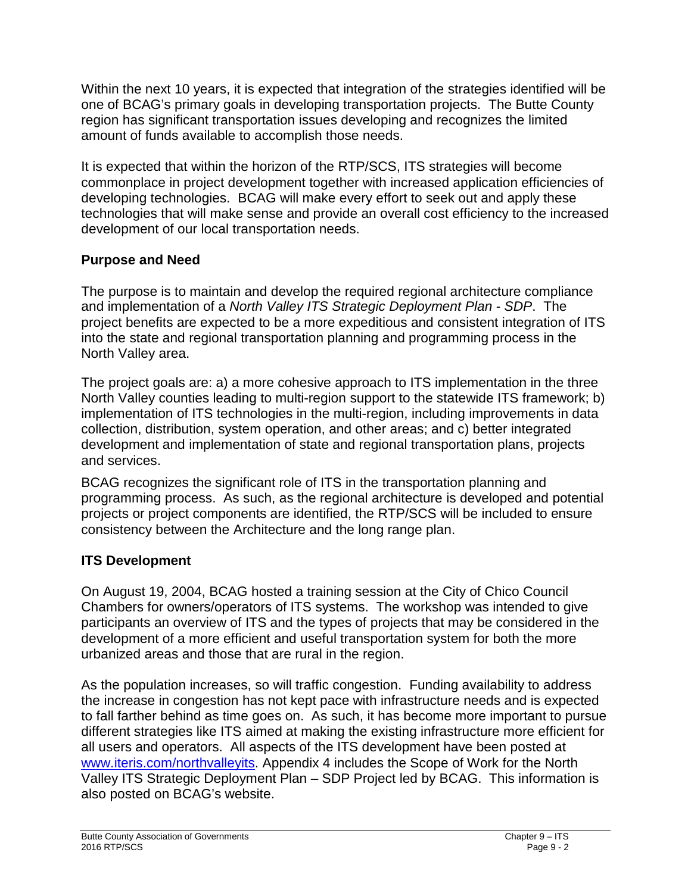Within the next 10 years, it is expected that integration of the strategies identified will be one of BCAG's primary goals in developing transportation projects. The Butte County region has significant transportation issues developing and recognizes the limited amount of funds available to accomplish those needs.

It is expected that within the horizon of the RTP/SCS, ITS strategies will become commonplace in project development together with increased application efficiencies of developing technologies. BCAG will make every effort to seek out and apply these technologies that will make sense and provide an overall cost efficiency to the increased development of our local transportation needs.

## Purpose and Need

The purpose is to maintain and develop the required regional architecture compliance and implementation of a *North Valley ITS Strategic Deployment Plan - SDP*. The project benefits are expected to be a more expeditious and consistent integration of ITS into the state and regional transportation planning and programming process in the North Valley area.

The project goals are: a) a more cohesive approach to ITS implementation in the three North Valley counties leading to multi-region support to the statewide ITS framework; b) implementation of ITS technologies in the multi-region, including improvements in data collection, distribution, system operation, and other areas; and c) better integrated development and implementation of state and regional transportation plans, projects and services.

BCAG recognizes the significant role of ITS in the transportation planning and programming process. As such, as the regional architecture is developed and potential projects or project components are identified, the RTP/SCS will be included to ensure consistency between the Architecture and the long range plan.

## ITS Development

On August 19, 2004, BCAG hosted a training session at the City of Chico Council Chambers for owners/operators of ITS systems. The workshop was intended to give participants an overview of ITS and the types of projects that may be considered in the development of a more efficient and useful transportation system for both the more urbanized areas and those that are rural in the region.

As the population increases, so will traffic congestion. Funding availability to address the increase in congestion has not kept pace with infrastructure needs and is expected to fall farther behind as time goes on. As such, it has become more important to pursue different strategies like ITS aimed at making the existing infrastructure more efficient for all users and operators. All aspects of the ITS development have been posted at [www.iteris.com/northvalleyits](http://www.iteris.com/northvalleyits). Appendix 4 includes the Scope of Work for the North Valley ITS Strategic Deployment Plan – SDP Project led by BCAG. This information is also posted on BCAG's website.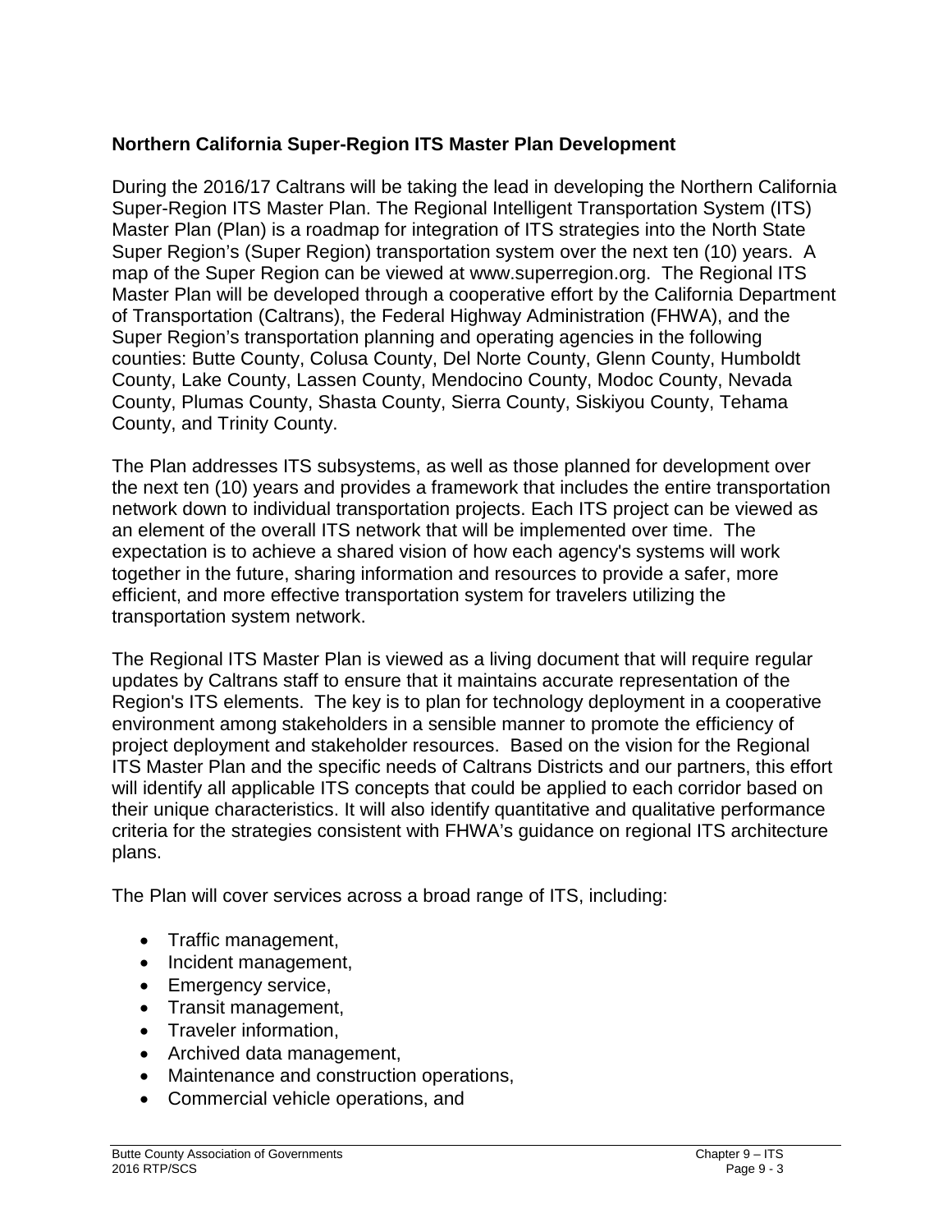**Northern California Super-Region ITS Master Plan Development**

During the 2016/17 Caltrans will be taking the lead in developing the Northern California Super-Region ITS Master Plan. The Regional Intelligent Transportation System (ITS) Master Plan (Plan) is a roadmap for integration of ITS strategies into the North State Super Region's (Super Region) transportation system over the next ten (10) years. A map of the Super Region can be viewed at www.superregion.org. The Regional ITS Master Plan will be developed through a cooperative effort by the California Department of Transportation (Caltrans), the Federal Highway Administration (FHWA), and the Super Region's transportation planning and operating agencies in the following counties: Butte County, Colusa County, Del Norte County, Glenn County, Humboldt County, Lake County, Lassen County, Mendocino County, Modoc County, Nevada County, Plumas County, Shasta County, Sierra County, Siskiyou County, Tehama County, and Trinity County.

The Plan addresses ITS subsystems, as well as those planned for development over the next ten (10) years and provides a framework that includes the entire transportation network down to individual transportation projects. Each ITS project can be viewed as an element of the overall ITS network that will be implemented over time. The expectation is to achieve a shared vision of how each agency's systems will work together in the future, sharing information and resources to provide a safer, more efficient, and more effective transportation system for travelers utilizing the transportation system network.

The Regional ITS Master Plan is viewed as a living document that will require regular updates by Caltrans staff to ensure that it maintains accurate representation of the Region's ITS elements. The key is to plan for technology deployment in a cooperative environment among stakeholders in a sensible manner to promote the efficiency of project deployment and stakeholder resources. Based on the vision for the Regional ITS Master Plan and the specific needs of Caltrans Districts and our partners, this effort will identify all applicable ITS concepts that could be applied to each corridor based on their unique characteristics. It will also identify quantitative and qualitative performance criteria for the strategies consistent with FHWA's guidance on regional ITS architecture plans.

The Plan will cover services across a broad range of ITS, including:

- Traffic management,
- Incident management,
- Emergency service,
- Transit management,
- Traveler information,
- Archived data management,
- Maintenance and construction operations,
- Commercial vehicle operations, and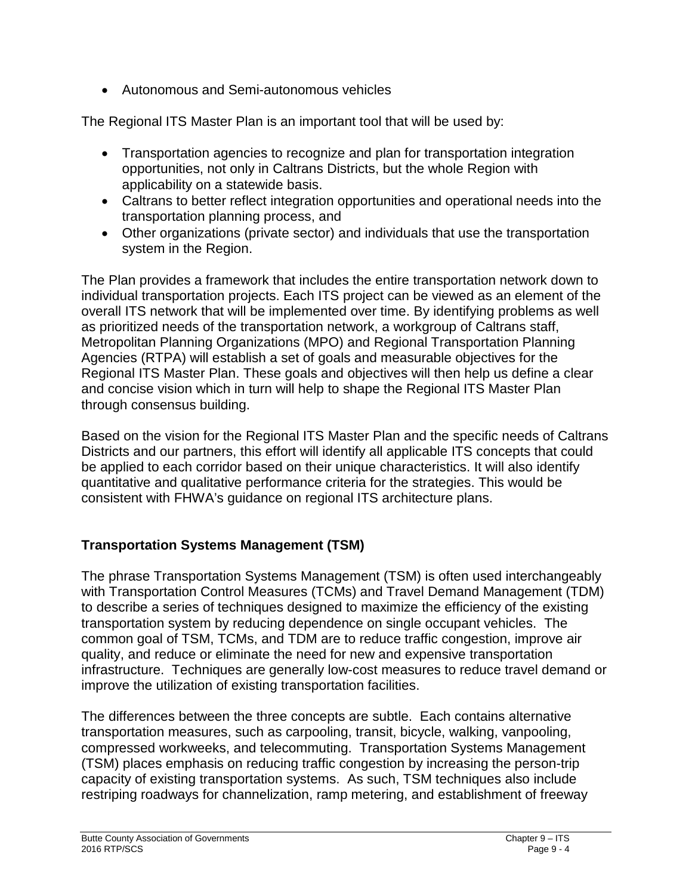- Autonomous and Semi-autonomous vehicles

The Regional ITS Master Plan is an important tool that will be used by:

- Transportation agencies to recognize and plan for transportation integration opportunities, not only in Caltrans Districts, but the whole Region with applicability on a statewide basis.
- Caltrans to better reflect integration opportunities and operational needs into the transportation planning process, and
- Other organizations (private sector) and individuals that use the transportation system in the Region.

The Plan provides a framework that includes the entire transportation network down to individual transportation projects. Each ITS project can be viewed as an element of the overall ITS network that will be implemented over time. By identifying problems as well as prioritized needs of the transportation network, a workgroup of Caltrans staff, Metropolitan Planning Organizations (MPO) and Regional Transportation Planning Agencies (RTPA) will establish a set of goals and measurable objectives for the Regional ITS Master Plan. These goals and objectives will then help us define a clear and concise vision which in turn will help to shape the Regional ITS Master Plan through consensus building.

Based on the vision for the Regional ITS Master Plan and the specific needs of Caltrans Districts and our partners, this effort will identify all applicable ITS concepts that could be applied to each corridor based on their unique characteristics. It will also identify quantitative and qualitative performance criteria for the strategies. This would be consistent with FHWA's guidance on regional ITS architecture plans.

## Transportation Systems Management (TSM)

The phrase Transportation Systems Management (TSM) is often used interchangeably with Transportation Control Measures (TCMs) and Travel Demand Management (TDM) to describe a series of techniques designed to maximize the efficiency of the existing transportation system by reducing dependence on single occupant vehicles. The common goal of TSM, TCMs, and TDM are to reduce traffic congestion, improve air quality, and reduce or eliminate the need for new and expensive transportation infrastructure. Techniques are generally low-cost measures to reduce travel demand or improve the utilization of existing transportation facilities.

The differences between the three concepts are subtle. Each contains alternative transportation measures, such as carpooling, transit, bicycle, walking, vanpooling, compressed workweeks, and telecommuting. Transportation Systems Management (TSM) places emphasis on reducing traffic congestion by increasing the person-trip capacity of existing transportation systems. As such, TSM techniques also include restriping roadways for channelization, ramp metering, and establishment of freeway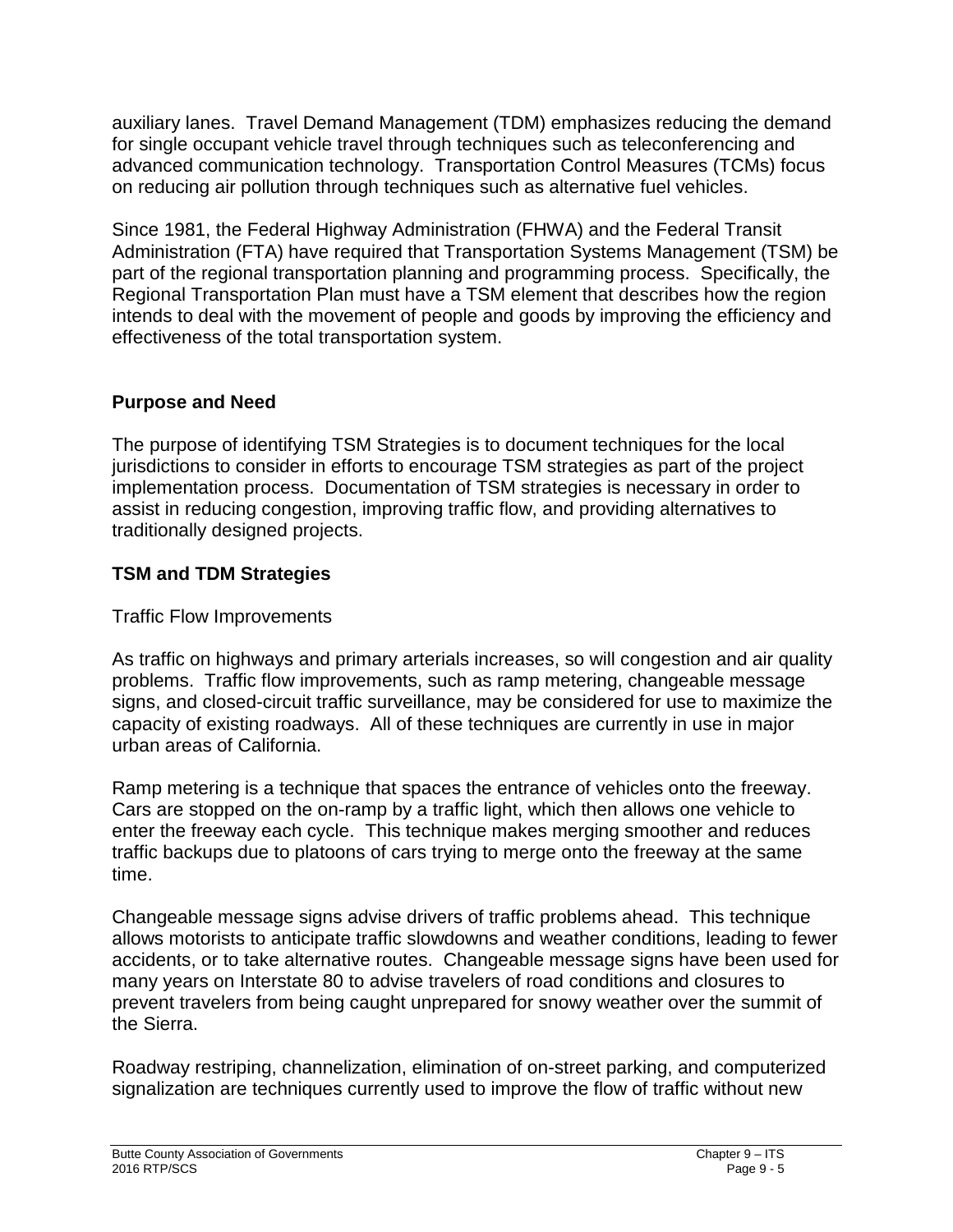auxiliary lanes. Travel Demand Management (TDM) emphasizes reducing the demand for single occupant vehicle travel through techniques such as teleconferencing and advanced communication technology. Transportation Control Measures (TCMs) focus on reducing air pollution through techniques such as alternative fuel vehicles.

Since 1981, the Federal Highway Administration (FHWA) and the Federal Transit Administration (FTA) have required that Transportation Systems Management (TSM) be part of the regional transportation planning and programming process. Specifically, the Regional Transportation Plan must have a TSM element that describes how the region intends to deal with the movement of people and goods by improving the efficiency and effectiveness of the total transportation system.

## Purpose and Need

The purpose of identifying TSM Strategies is to document techniques for the local jurisdictions to consider in efforts to encourage TSM strategies as part of the project implementation process. Documentation of TSM strategies is necessary in order to assist in reducing congestion, improving traffic flow, and providing alternatives to traditionally designed projects.

## TSM and TDM Strategies

Traffic Flow Improvements

As traffic on highways and primary arterials increases, so will congestion and air quality problems. Traffic flow improvements, such as ramp metering, changeable message signs, and closed-circuit traffic surveillance, may be considered for use to maximize the capacity of existing roadways. All of these techniques are currently in use in major urban areas of California.

Ramp metering is a technique that spaces the entrance of vehicles onto the freeway. Cars are stopped on the on-ramp by a traffic light, which then allows one vehicle to enter the freeway each cycle. This technique makes merging smoother and reduces traffic backups due to platoons of cars trying to merge onto the freeway at the same time.

Changeable message signs advise drivers of traffic problems ahead. This technique allows motorists to anticipate traffic slowdowns and weather conditions, leading to fewer accidents, or to take alternative routes. Changeable message signs have been used for many years on Interstate 80 to advise travelers of road conditions and closures to prevent travelers from being caught unprepared for snowy weather over the summit of the Sierra.

Roadway restriping, channelization, elimination of on-street parking, and computerized signalization are techniques currently used to improve the flow of traffic without new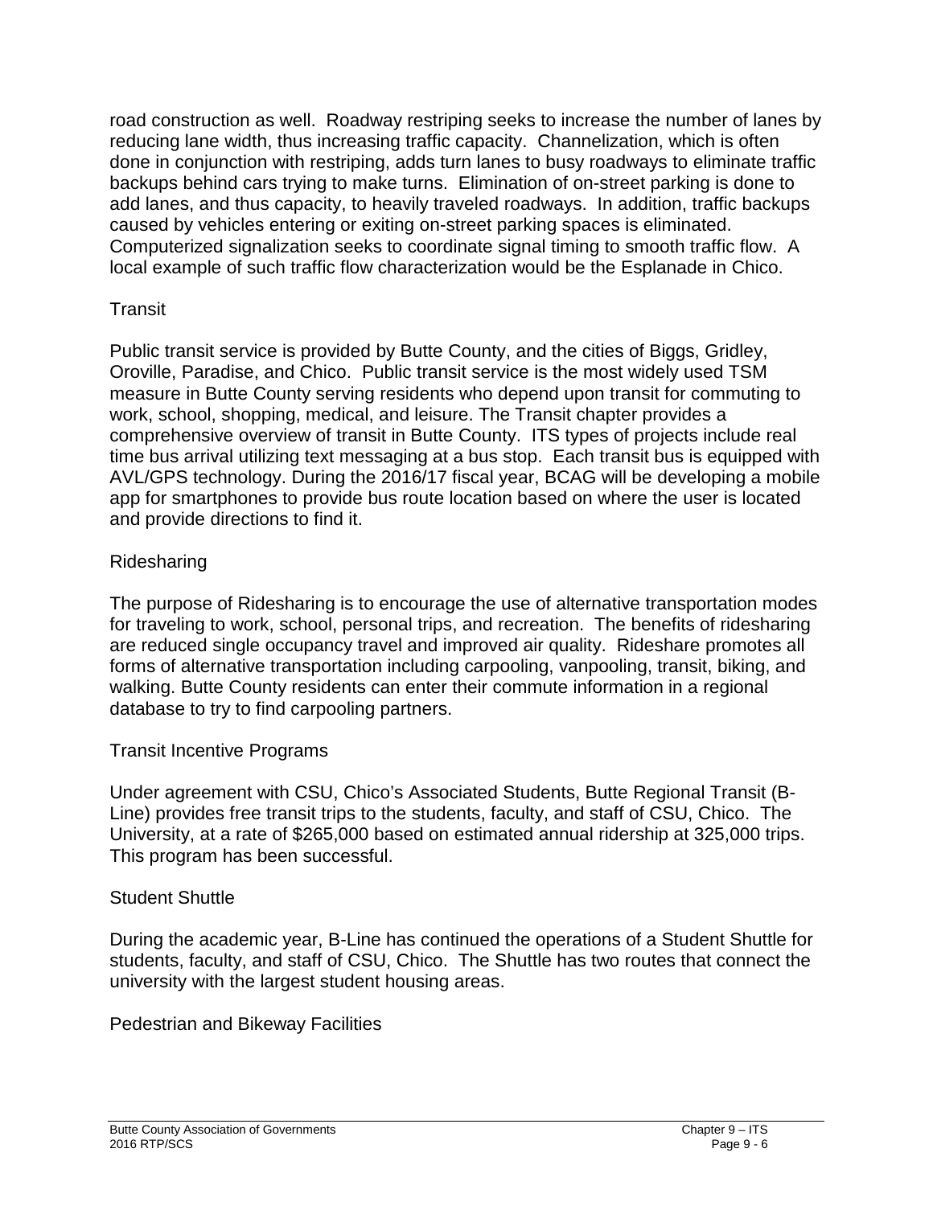road construction as well. Roadway restriping seeks to increase the number of lanes by reducing lane width, thus increasing traffic capacity. Channelization, which is often done in conjunction with restriping, adds turn lanes to busy roadways to eliminate traffic backups behind cars trying to make turns. Elimination of on-street parking is done to add lanes, and thus capacity, to heavily traveled roadways. In addition, traffic backups caused by vehicles entering or exiting on-street parking spaces is eliminated. Computerized signalization seeks to coordinate signal timing to smooth traffic flow. A local example of such traffic flow characterization would be the Esplanade in Chico.

### Transit

Public transit service is provided by Butte County, and the cities of Biggs, Gridley, Oroville, Paradise, and Chico. Public transit service is the most widely used TSM measure in Butte County serving residents who depend upon transit for commuting to work, school, shopping, medical, and leisure. The Transit chapter provides a comprehensive overview of transit in Butte County. ITS types of projects include real time bus arrival utilizing text messaging at a bus stop. Each transit bus is equipped with AVL/GPS technology. During the 2016/17 fiscal year, BCAG will be developing a mobile app for smartphones to provide bus route location based on where the user is located and provide directions to find it.

### Ridesharing

The purpose of Ridesharing is to encourage the use of alternative transportation modes for traveling to work, school, personal trips, and recreation. The benefits of ridesharing are reduced single occupancy travel and improved air quality. Rideshare promotes all forms of alternative transportation including carpooling, vanpooling, transit, biking, and walking. Butte County residents can enter their commute information in a regional database to try to find carpooling partners.

### Transit Incentive Programs

Under agreement with CSU, Chico's Associated Students, Butte Regional Transit (B-Line) provides free transit trips to the students, faculty, and staff of CSU, Chico. The University, at a rate of $265,000 based on estimated annual ridership at 325,000 trips. This program has been successful.

### Student Shuttle

During the academic year, B-Line has continued the operations of a Student Shuttle for students, faculty, and staff of CSU, Chico. The Shuttle has two routes that connect the university with the largest student housing areas.

### Pedestrian and Bikeway Facilities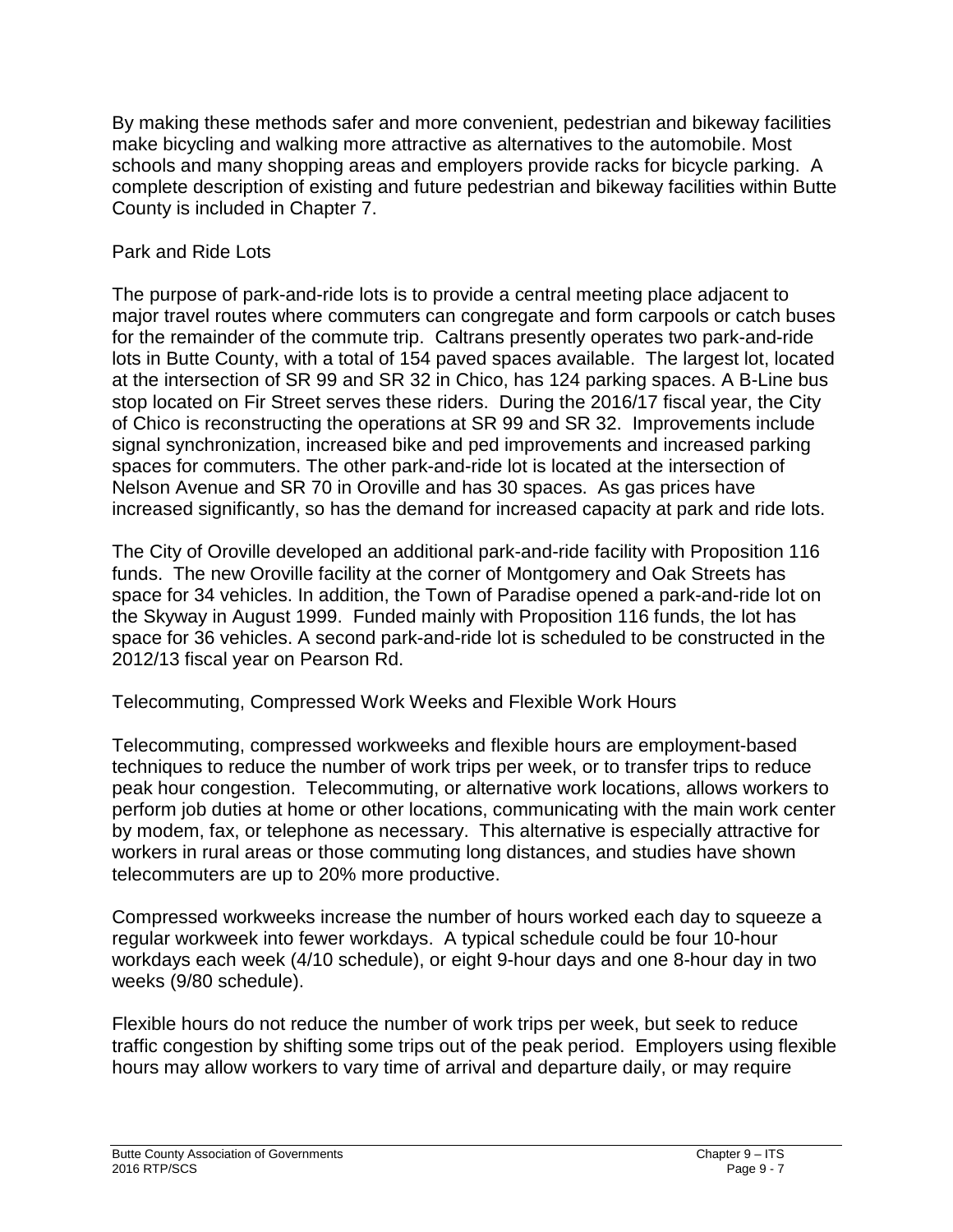By making these methods safer and more convenient, pedestrian and bikeway facilities make bicycling and walking more attractive as alternatives to the automobile. Most schools and many shopping areas and employers provide racks for bicycle parking. A complete description of existing and future pedestrian and bikeway facilities within Butte County is included in Chapter 7.

### Park and Ride Lots

The purpose of park-and-ride lots is to provide a central meeting place adjacent to major travel routes where commuters can congregate and form carpools or catch buses for the remainder of the commute trip. Caltrans presently operates two park-and-ride lots in Butte County, with a total of 154 paved spaces available. The largest lot, located at the intersection of SR 99 and SR 32 in Chico, has 124 parking spaces. A B-Line bus stop located on Fir Street serves these riders. During the 2016/17 fiscal year, the City of Chico is reconstructing the operations at SR 99 and SR 32. Improvements include signal synchronization, increased bike and ped improvements and increased parking spaces for commuters. The other park-and-ride lot is located at the intersection of Nelson Avenue and SR 70 in Oroville and has 30 spaces. As gas prices have increased significantly, so has the demand for increased capacity at park and ride lots.

The City of Oroville developed an additional park-and-ride facility with Proposition 116 funds. The new Oroville facility at the corner of Montgomery and Oak Streets has space for 34 vehicles. In addition, the Town of Paradise opened a park-and-ride lot on the Skyway in August 1999. Funded mainly with Proposition 116 funds, the lot has space for 36 vehicles. A second park-and-ride lot is scheduled to be constructed in the 2012/13 fiscal year on Pearson Rd.

### Telecommuting, Compressed Work Weeks and Flexible Work Hours

Telecommuting, compressed workweeks and flexible hours are employment-based techniques to reduce the number of work trips per week, or to transfer trips to reduce peak hour congestion. Telecommuting, or alternative work locations, allows workers to perform job duties at home or other locations, communicating with the main work center by modem, fax, or telephone as necessary. This alternative is especially attractive for workers in rural areas or those commuting long distances, and studies have shown telecommuters are up to 20% more productive.

Compressed workweeks increase the number of hours worked each day to squeeze a regular workweek into fewer workdays. A typical schedule could be four 10-hour workdays each week (4/10 schedule), or eight 9-hour days and one 8-hour day in two weeks (9/80 schedule).

Flexible hours do not reduce the number of work trips per week, but seek to reduce traffic congestion by shifting some trips out of the peak period. Employers using flexible hours may allow workers to vary time of arrival and departure daily, or may require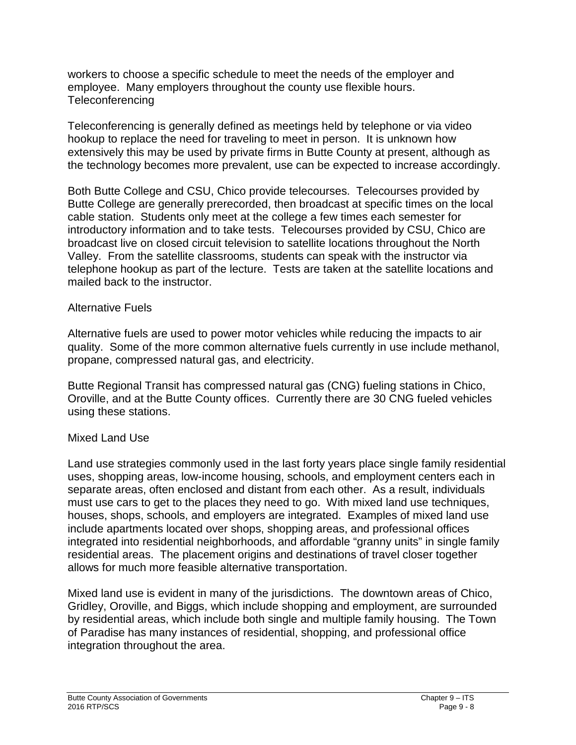workers to choose a specific schedule to meet the needs of the employer and employee. Many employers throughout the county use flexible hours.

### Teleconferencing

Teleconferencing is generally defined as meetings held by telephone or via video hookup to replace the need for traveling to meet in person. It is unknown how extensively this may be used by private firms in Butte County at present, although as the technology becomes more prevalent, use can be expected to increase accordingly.

Both Butte College and CSU, Chico provide telecourses. Telecourses provided by Butte College are generally prerecorded, then broadcast at specific times on the local cable station. Students only meet at the college a few times each semester for introductory information and to take tests. Telecourses provided by CSU, Chico are broadcast live on closed circuit television to satellite locations throughout the North Valley. From the satellite classrooms, students can speak with the instructor via telephone hookup as part of the lecture. Tests are taken at the satellite locations and mailed back to the instructor.

### Alternative Fuels

Alternative fuels are used to power motor vehicles while reducing the impacts to air quality. Some of the more common alternative fuels currently in use include methanol, propane, compressed natural gas, and electricity.

Butte Regional Transit has compressed natural gas (CNG) fueling stations in Chico, Oroville, and at the Butte County offices. Currently there are 30 CNG fueled vehicles using these stations.

### Mixed Land Use

Land use strategies commonly used in the last forty years place single family residential uses, shopping areas, low-income housing, schools, and employment centers each in separate areas, often enclosed and distant from each other. As a result, individuals must use cars to get to the places they need to go. With mixed land use techniques, houses, shops, schools, and employers are integrated. Examples of mixed land use include apartments located over shops, shopping areas, and professional offices integrated into residential neighborhoods, and affordable "granny units" in single family residential areas. The placement origins and destinations of travel closer together allows for much more feasible alternative transportation.

Mixed land use is evident in many of the jurisdictions. The downtown areas of Chico, Gridley, Oroville, and Biggs, which include shopping and employment, are surrounded by residential areas, which include both single and multiple family housing. The Town of Paradise has many instances of residential, shopping, and professional office integration throughout the area.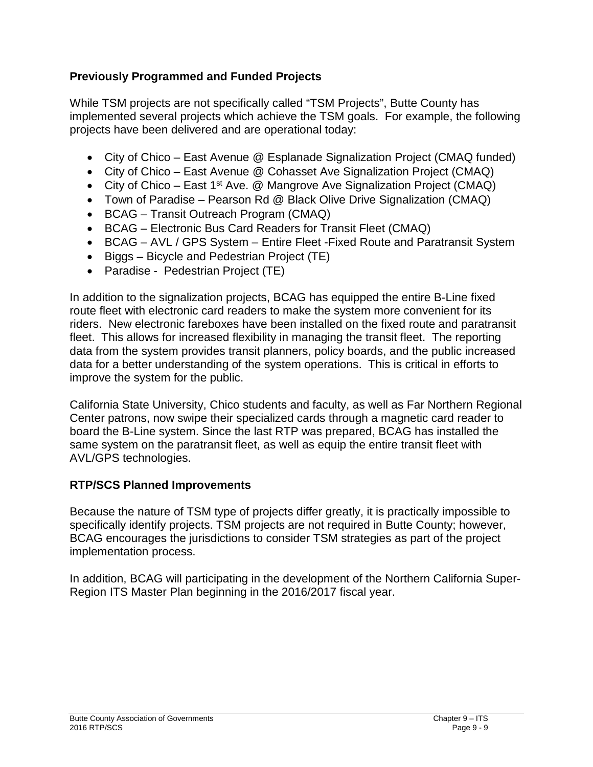## Previously Programmed and Funded Projects

While TSM projects are not specifically called "TSM Projects", Butte County has implemented several projects which achieve the TSM goals. For example, the following projects have been delivered and are operational today:

- City of Chico – East Avenue @ Esplanade Signalization Project (CMAQ funded)
- City of Chico – East Avenue @ Cohasset Ave Signalization Project (CMAQ)
- City of Chico – East 1st Ave. @ Mangrove Ave Signalization Project (CMAQ)
- Town of Paradise – Pearson Rd @ Black Olive Drive Signalization (CMAQ)
- BCAG – Transit Outreach Program (CMAQ)
- BCAG – Electronic Bus Card Readers for Transit Fleet (CMAQ)
- BCAG – AVL / GPS System – Entire Fleet -Fixed Route and Paratransit System
- Biggs – Bicycle and Pedestrian Project (TE)
- Paradise - Pedestrian Project (TE)

In addition to the signalization projects, BCAG has equipped the entire B-Line fixed route fleet with electronic card readers to make the system more convenient for its riders. New electronic fareboxes have been installed on the fixed route and paratransit fleet. This allows for increased flexibility in managing the transit fleet. The reporting data from the system provides transit planners, policy boards, and the public increased data for a better understanding of the system operations. This is critical in efforts to improve the system for the public.

California State University, Chico students and faculty, as well as Far Northern Regional Center patrons, now swipe their specialized cards through a magnetic card reader to board the B-Line system. Since the last RTP was prepared, BCAG has installed the same system on the paratransit fleet, as well as equip the entire transit fleet with AVL/GPS technologies.

## RTP/SCS Planned Improvements

Because the nature of TSM type of projects differ greatly, it is practically impossible to specifically identify projects. TSM projects are not required in Butte County; however, BCAG encourages the jurisdictions to consider TSM strategies as part of the project implementation process.

In addition, BCAG will participating in the development of the Northern California Super-Region ITS Master Plan beginning in the 2016/2017 fiscal year.